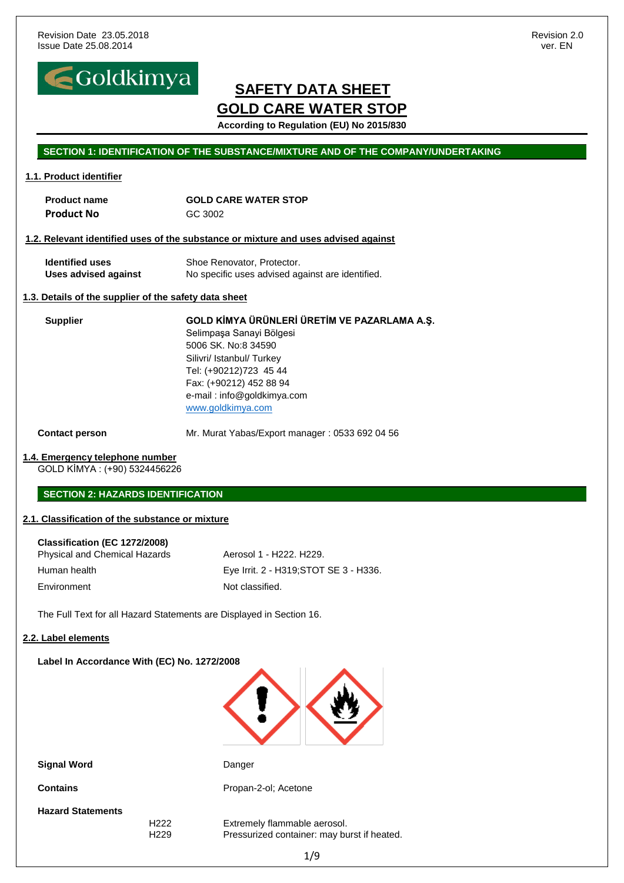Revision Date 23.05.2018
Issue Date 25.08.2014

Revision 2.0
ver. EN

# SAFETY DATA SHEET
# GOLD CARE WATER STOP

**According to Regulation (EU) No 2015/830**

## SECTION 1: IDENTIFICATION OF THE SUBSTANCE/MIXTURE AND OF THE COMPANY/UNDERTAKING

### 1.1. Product identifier

| | |
|---|---|
| **Product name** | **GOLD CARE WATER STOP** |
| **Product No** | GC 3002 |

### 1.2. Relevant identified uses of the substance or mixture and uses advised against

| | |
|---|---|
| **Identified uses** | Shoe Renovator, Protector. |
| **Uses advised against** | No specific uses advised against are identified. |

### 1.3. Details of the supplier of the safety data sheet

**Supplier**

**GOLD KİMYA ÜRÜNLERİ ÜRETİM VE PAZARLAMA A.Ş.**
Selimpaşa Sanayi Bölgesi
5006 SK. No:8 34590
Silivri/ Istanbul/ Turkey
Tel: (+90212)723 45 44
Fax: (+90212) 452 88 94
e-mail : info@goldkimya.com
www.goldkimya.com

**Contact person** Mr. Murat Yabas/Export manager : 0533 692 04 56

### 1.4. Emergency telephone number

GOLD KİMYA : (+90) 5324456226

## SECTION 2: HAZARDS IDENTIFICATION

### 2.1. Classification of the substance or mixture

**Classification (EC 1272/2008)**

| | |
|---|---|
| Physical and Chemical Hazards | Aerosol 1 - H222. H229. |
| Human health | Eye Irrit. 2 - H319;STOT SE 3 - H336. |
| Environment | Not classified. |

The Full Text for all Hazard Statements are Displayed in Section 16.

### 2.2. Label elements

**Label In Accordance With (EC) No. 1272/2008**

**Signal Word** Danger

**Contains** Propan-2-ol; Acetone

**Hazard Statements**

| | |
|---|---|
| H222 | Extremely flammable aerosol. |
| H229 | Pressurized container: may burst if heated. |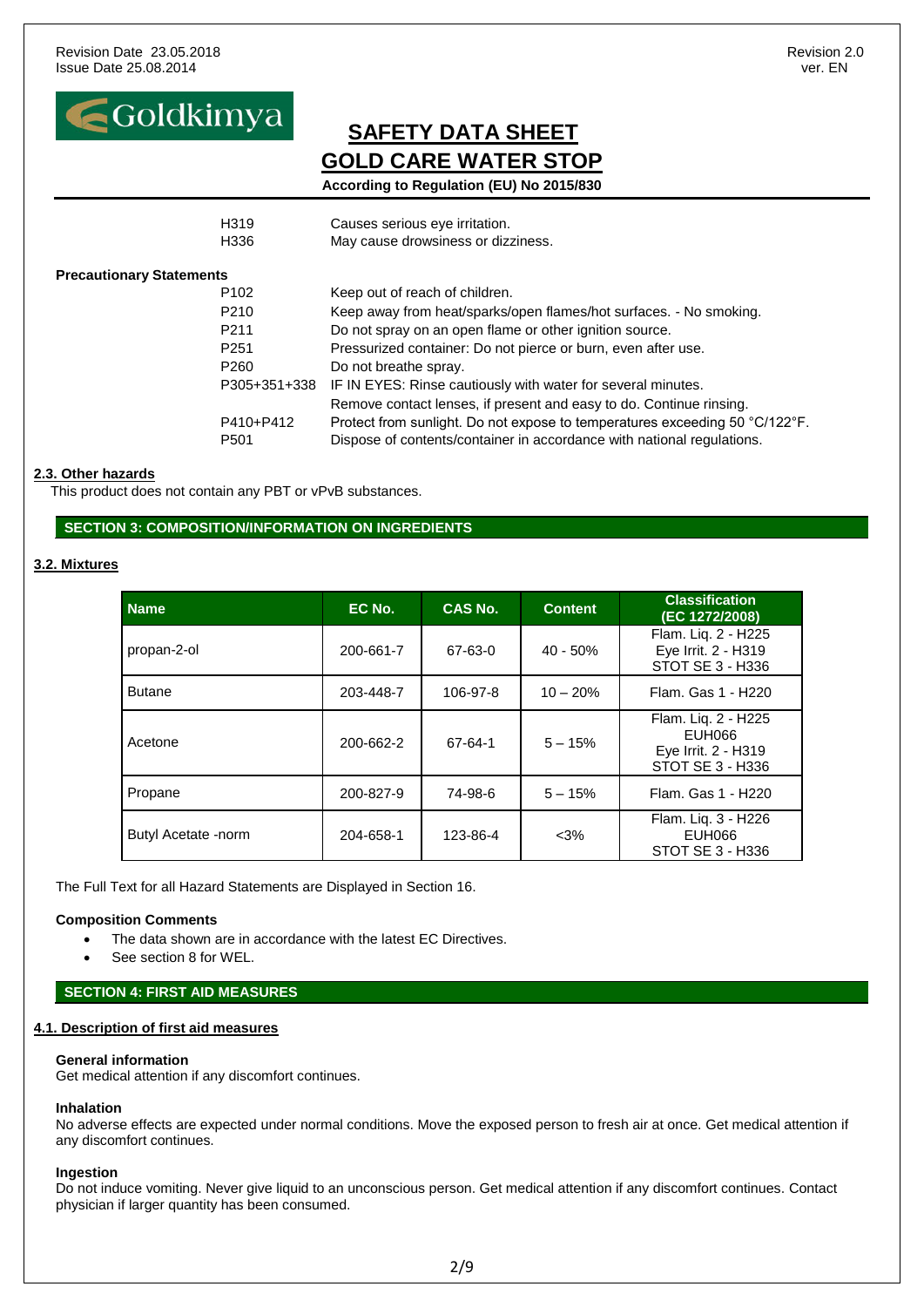| | |
|---|---|
| H319 | Causes serious eye irritation. |
| H336 | May cause drowsiness or dizziness. |

**Precautionary Statements**

| | |
|---|---|
| P102 | Keep out of reach of children. |
| P210 | Keep away from heat/sparks/open flames/hot surfaces. - No smoking. |
| P211 | Do not spray on an open flame or other ignition source. |
| P251 | Pressurized container: Do not pierce or burn, even after use. |
| P260 | Do not breathe spray. |
| P305+351+338 | IF IN EYES: Rinse cautiously with water for several minutes. Remove contact lenses, if present and easy to do. Continue rinsing. |
| P410+P412 | Protect from sunlight. Do not expose to temperatures exceeding 50 °C/122°F. |
| P501 | Dispose of contents/container in accordance with national regulations. |

### 2.3. Other hazards

This product does not contain any PBT or vPvB substances.

## SECTION 3: COMPOSITION/INFORMATION ON INGREDIENTS

### 3.2. Mixtures

| Name | EC No. | CAS No. | Content | Classification (EC 1272/2008) |
|---|---|---|---|---|
| propan-2-ol | 200-661-7 | 67-63-0 | 40 - 50% | Flam. Liq. 2 - H225<br>Eye Irrit. 2 - H319<br>STOT SE 3 - H336 |
| Butane | 203-448-7 | 106-97-8 | 10 – 20% | Flam. Gas 1 - H220 |
| Acetone | 200-662-2 | 67-64-1 | 5 – 15% | Flam. Liq. 2 - H225<br>EUH066<br>Eye Irrit. 2 - H319<br>STOT SE 3 - H336 |
| Propane | 200-827-9 | 74-98-6 | 5 – 15% | Flam. Gas 1 - H220 |
| Butyl Acetate -norm | 204-658-1 | 123-86-4 | <3% | Flam. Liq. 3 - H226<br>EUH066<br>STOT SE 3 - H336 |

The Full Text for all Hazard Statements are Displayed in Section 16.

**Composition Comments**

- The data shown are in accordance with the latest EC Directives.
- See section 8 for WEL.

## SECTION 4: FIRST AID MEASURES

### 4.1. Description of first aid measures

**General information**

Get medical attention if any discomfort continues.

**Inhalation**

No adverse effects are expected under normal conditions. Move the exposed person to fresh air at once. Get medical attention if any discomfort continues.

**Ingestion**

Do not induce vomiting. Never give liquid to an unconscious person. Get medical attention if any discomfort continues. Contact physician if larger quantity has been consumed.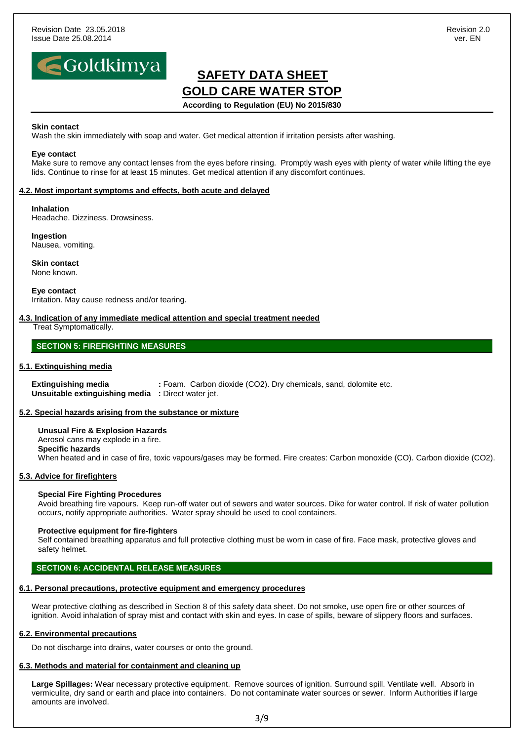**Skin contact**
Wash the skin immediately with soap and water. Get medical attention if irritation persists after washing.

**Eye contact**
Make sure to remove any contact lenses from the eyes before rinsing. Promptly wash eyes with plenty of water while lifting the eye lids. Continue to rinse for at least 15 minutes. Get medical attention if any discomfort continues.

### 4.2. Most important symptoms and effects, both acute and delayed

**Inhalation**
Headache. Dizziness. Drowsiness.

**Ingestion**
Nausea, vomiting.

**Skin contact**
None known.

**Eye contact**
Irritation. May cause redness and/or tearing.

### 4.3. Indication of any immediate medical attention and special treatment needed

Treat Symptomatically.

## SECTION 5: FIREFIGHTING MEASURES

### 5.1. Extinguishing media

**Extinguishing media** : Foam. Carbon dioxide ($CO_2$). Dry chemicals, sand, dolomite etc.
**Unsuitable extinguishing media** : Direct water jet.

### 5.2. Special hazards arising from the substance or mixture

**Unusual Fire & Explosion Hazards**
Aerosol cans may explode in a fire.
**Specific hazards**
When heated and in case of fire, toxic vapours/gases may be formed. Fire creates: Carbon monoxide (CO). Carbon dioxide ($CO_2$).

### 5.3. Advice for firefighters

**Special Fire Fighting Procedures**
Avoid breathing fire vapours. Keep run-off water out of sewers and water sources. Dike for water control. If risk of water pollution occurs, notify appropriate authorities. Water spray should be used to cool containers.

**Protective equipment for fire-fighters**
Self contained breathing apparatus and full protective clothing must be worn in case of fire. Face mask, protective gloves and safety helmet.

## SECTION 6: ACCIDENTAL RELEASE MEASURES

### 6.1. Personal precautions, protective equipment and emergency procedures

Wear protective clothing as described in Section 8 of this safety data sheet. Do not smoke, use open fire or other sources of ignition. Avoid inhalation of spray mist and contact with skin and eyes. In case of spills, beware of slippery floors and surfaces.

### 6.2. Environmental precautions

Do not discharge into drains, water courses or onto the ground.

### 6.3. Methods and material for containment and cleaning up

**Large Spillages:** Wear necessary protective equipment. Remove sources of ignition. Surround spill. Ventilate well. Absorb in vermiculite, dry sand or earth and place into containers. Do not contaminate water sources or sewer. Inform Authorities if large amounts are involved.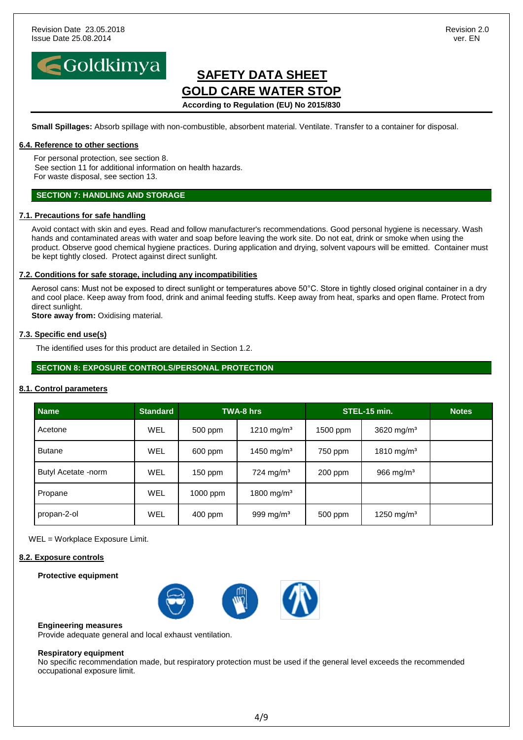**Small Spillages:** Absorb spillage with non-combustible, absorbent material. Ventilate. Transfer to a container for disposal.

### 6.4. Reference to other sections

For personal protection, see section 8.
See section 11 for additional information on health hazards.
For waste disposal, see section 13.

## SECTION 7: HANDLING AND STORAGE

### 7.1. Precautions for safe handling

Avoid contact with skin and eyes. Read and follow manufacturer's recommendations. Good personal hygiene is necessary. Wash hands and contaminated areas with water and soap before leaving the work site. Do not eat, drink or smoke when using the product. Observe good chemical hygiene practices. During application and drying, solvent vapours will be emitted. Container must be kept tightly closed. Protect against direct sunlight.

### 7.2. Conditions for safe storage, including any incompatibilities

Aerosol cans: Must not be exposed to direct sunlight or temperatures above 50°C. Store in tightly closed original container in a dry and cool place. Keep away from food, drink and animal feeding stuffs. Keep away from heat, sparks and open flame. Protect from direct sunlight.
**Store away from:** Oxidising material.

### 7.3. Specific end use(s)

The identified uses for this product are detailed in Section 1.2.

## SECTION 8: EXPOSURE CONTROLS/PERSONAL PROTECTION

### 8.1. Control parameters

| Name | Standard | TWA-8 hrs | | STEL-15 min. | | Notes |
|---|---|---|---|---|---|---|
| Acetone | WEL | 500 ppm | 1210 mg/m³ | 1500 ppm | 3620 mg/m³ | |
| Butane | WEL | 600 ppm | 1450 mg/m³ | 750 ppm | 1810 mg/m³ | |
| Butyl Acetate -norm | WEL | 150 ppm | 724 mg/m³ | 200 ppm | 966 mg/m³ | |
| Propane | WEL | 1000 ppm | 1800 mg/m³ | | | |
| propan-2-ol | WEL | 400 ppm | 999 mg/m³ | 500 ppm | 1250 mg/m³ | |

WEL = Workplace Exposure Limit.

### 8.2. Exposure controls

**Protective equipment**

**Engineering measures**
Provide adequate general and local exhaust ventilation.

**Respiratory equipment**
No specific recommendation made, but respiratory protection must be used if the general level exceeds the recommended occupational exposure limit.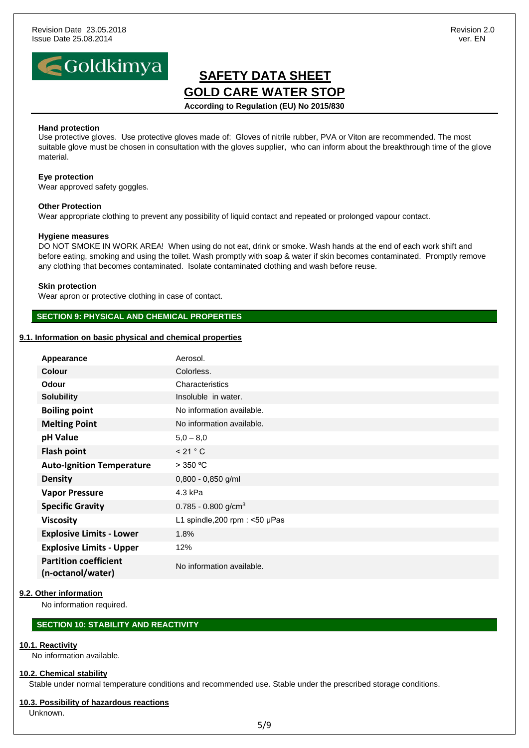**Hand protection**
Use protective gloves. Use protective gloves made of: Gloves of nitrile rubber, PVA or Viton are recommended. The most suitable glove must be chosen in consultation with the gloves supplier, who can inform about the breakthrough time of the glove material.

**Eye protection**
Wear approved safety goggles.

**Other Protection**
Wear appropriate clothing to prevent any possibility of liquid contact and repeated or prolonged vapour contact.

**Hygiene measures**
DO NOT SMOKE IN WORK AREA! When using do not eat, drink or smoke. Wash hands at the end of each work shift and before eating, smoking and using the toilet. Wash promptly with soap & water if skin becomes contaminated. Promptly remove any clothing that becomes contaminated. Isolate contaminated clothing and wash before reuse.

**Skin protection**
Wear apron or protective clothing in case of contact.

## SECTION 9: PHYSICAL AND CHEMICAL PROPERTIES

### 9.1. Information on basic physical and chemical properties

| | |
|---|---|
| **Appearance** | Aerosol. |
| **Colour** | Colorless. |
| **Odour** | Characteristics |
| **Solubility** | Insoluble in water. |
| **Boiling point** | No information available. |
| **Melting Point** | No information available. |
| **pH Value** | 5,0 – 8,0 |
| **Flash point** | < 21 ° C |
| **Auto-Ignition Temperature** | > 350 ºC |
| **Density** | 0,800 - 0,850 g/ml |
| **Vapor Pressure** | 4.3 kPa |
| **Specific Gravity** | 0.785 - 0.800 $g/cm^3$ |
| **Viscosity** | L1 spindle,200 rpm : <50 µPas |
| **Explosive Limits - Lower** | 1.8% |
| **Explosive Limits - Upper** | 12% |
| **Partition coefficient (n-octanol/water)** | No information available. |

### 9.2. Other information

No information required.

## SECTION 10: STABILITY AND REACTIVITY

### 10.1. Reactivity

No information available.

### 10.2. Chemical stability

Stable under normal temperature conditions and recommended use. Stable under the prescribed storage conditions.

### 10.3. Possibility of hazardous reactions

Unknown.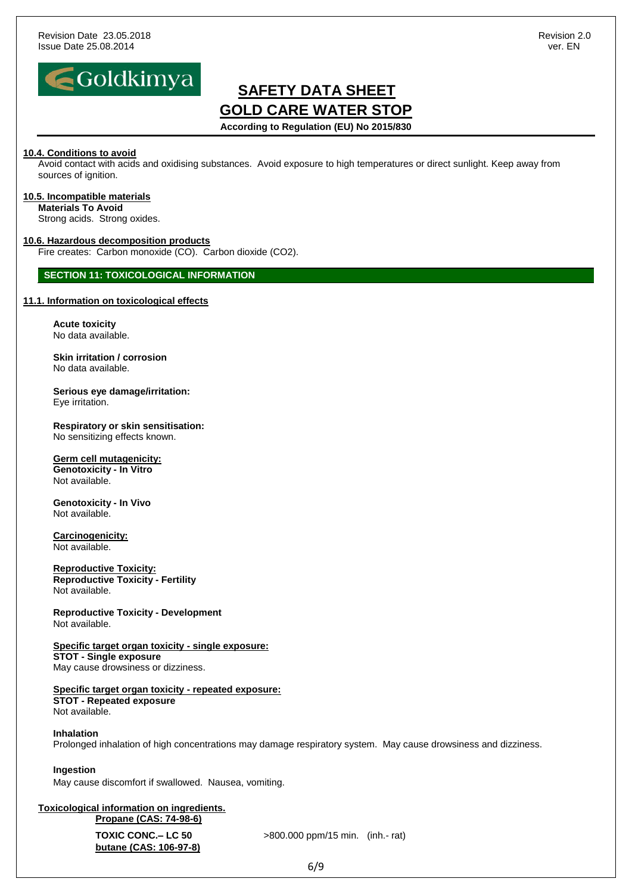#### 10.4. Conditions to avoid

Avoid contact with acids and oxidising substances. Avoid exposure to high temperatures or direct sunlight. Keep away from sources of ignition.

#### 10.5. Incompatible materials

**Materials To Avoid**

Strong acids. Strong oxides.

#### 10.6. Hazardous decomposition products

Fire creates: Carbon monoxide (CO). Carbon dioxide ($CO_2$).

## SECTION 11: TOXICOLOGICAL INFORMATION

#### 11.1. Information on toxicological effects

**Acute toxicity**

No data available.

**Skin irritation / corrosion**

No data available.

**Serious eye damage/irritation:**

Eye irritation.

**Respiratory or skin sensitisation:**

No sensitizing effects known.

**Germ cell mutagenicity:**

**Genotoxicity - In Vitro**

Not available.

**Genotoxicity - In Vivo**

Not available.

**Carcinogenicity:**

Not available.

**Reproductive Toxicity:**

**Reproductive Toxicity - Fertility**

Not available.

**Reproductive Toxicity - Development**

Not available.

**Specific target organ toxicity - single exposure:**

**STOT - Single exposure**

May cause drowsiness or dizziness.

**Specific target organ toxicity - repeated exposure:**

**STOT - Repeated exposure**

Not available.

**Inhalation**

Prolonged inhalation of high concentrations may damage respiratory system. May cause drowsiness and dizziness.

**Ingestion**

May cause discomfort if swallowed. Nausea, vomiting.

**Toxicological information on ingredients.**

**Propane (CAS: 74-98-6)**

**TOXIC CONC.– LC 50** >800.000 ppm/15 min. (inh.- rat)

**butane (CAS: 106-97-8)**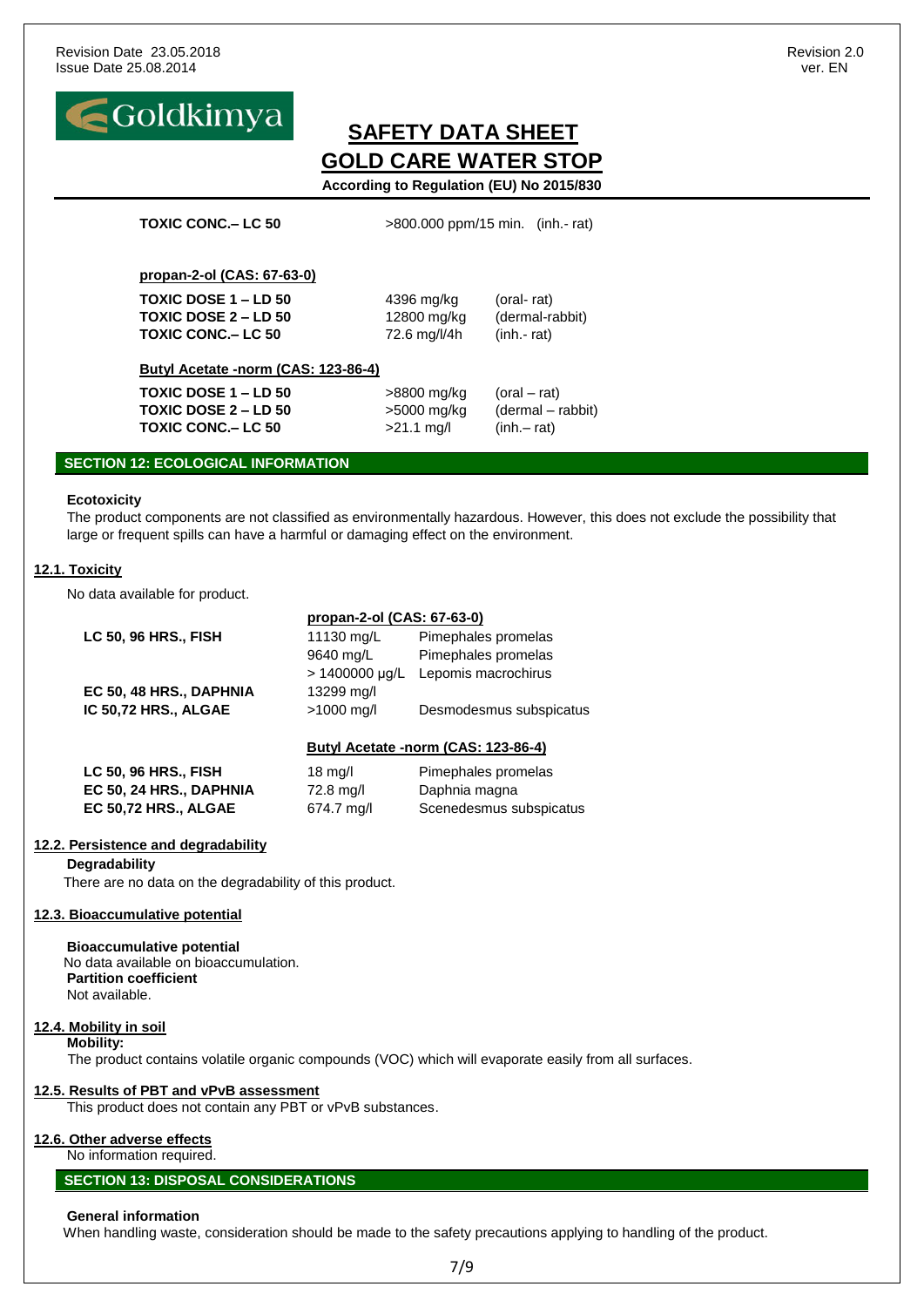| | | |
|---|---|---|
| **TOXIC CONC.– LC 50** | >800.000 ppm/15 min. (inh.- rat) | |

**propan-2-ol (CAS: 67-63-0)**

| | | |
|---|---|---|
| **TOXIC DOSE 1 – LD 50** | 4396 mg/kg | (oral- rat) |
| **TOXIC DOSE 2 – LD 50** | 12800 mg/kg | (dermal-rabbit) |
| **TOXIC CONC.– LC 50** | 72.6 mg/l/4h | (inh.- rat) |

**Butyl Acetate -norm (CAS: 123-86-4)**

| | | |
|---|---|---|
| **TOXIC DOSE 1 – LD 50** | >8800 mg/kg | (oral – rat) |
| **TOXIC DOSE 2 – LD 50** | >5000 mg/kg | (dermal – rabbit) |
| **TOXIC CONC.– LC 50** | >21.1 mg/l | (inh.– rat) |

## SECTION 12: ECOLOGICAL INFORMATION

**Ecotoxicity**

The product components are not classified as environmentally hazardous. However, this does not exclude the possibility that large or frequent spills can have a harmful or damaging effect on the environment.

### 12.1. Toxicity

No data available for product.

**propan-2-ol (CAS: 67-63-0)**

| | | |
|---|---|---|
| **LC 50, 96 HRS., FISH** | 11130 mg/L | Pimephales promelas |
| | 9640 mg/L | Pimephales promelas |
| | > 1400000 µg/L | Lepomis macrochirus |
| **EC 50, 48 HRS., DAPHNIA** | 13299 mg/l | |
| **IC 50,72 HRS., ALGAE** | >1000 mg/l | Desmodesmus subspicatus |

**Butyl Acetate -norm (CAS: 123-86-4)**

| | | |
|---|---|---|
| **LC 50, 96 HRS., FISH** | 18 mg/l | Pimephales promelas |
| **EC 50, 24 HRS., DAPHNIA** | 72.8 mg/l | Daphnia magna |
| **EC 50,72 HRS., ALGAE** | 674.7 mg/l | Scenedesmus subspicatus |

### 12.2. Persistence and degradability

**Degradability**

There are no data on the degradability of this product.

### 12.3. Bioaccumulative potential

**Bioaccumulative potential**

No data available on bioaccumulation.

**Partition coefficient**

Not available.

### 12.4. Mobility in soil

**Mobility:**

The product contains volatile organic compounds (VOC) which will evaporate easily from all surfaces.

### 12.5. Results of PBT and vPvB assessment

This product does not contain any PBT or vPvB substances.

### 12.6. Other adverse effects

No information required.

## SECTION 13: DISPOSAL CONSIDERATIONS

**General information**

When handling waste, consideration should be made to the safety precautions applying to handling of the product.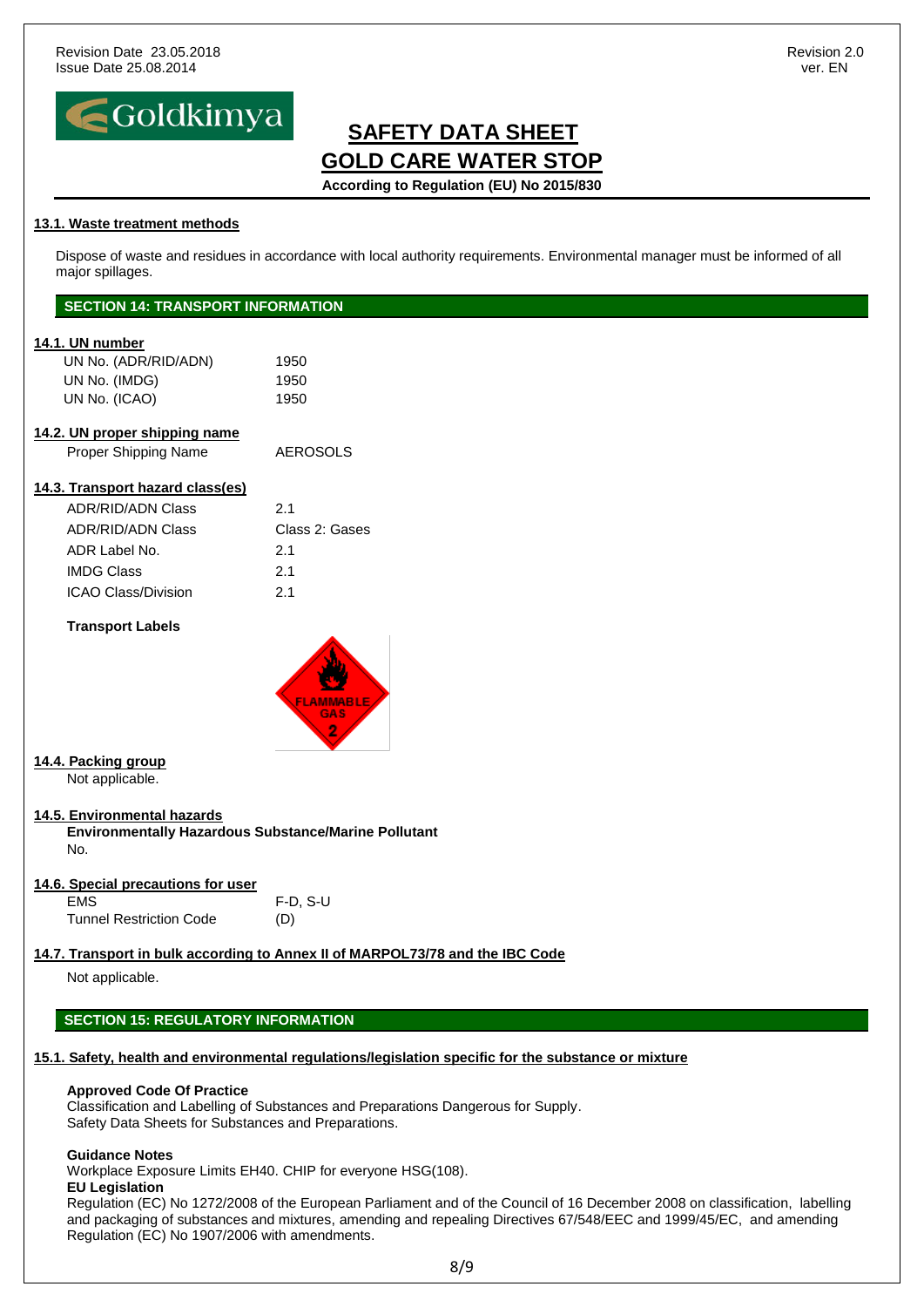#### 13.1. Waste treatment methods

Dispose of waste and residues in accordance with local authority requirements. Environmental manager must be informed of all major spillages.

## SECTION 14: TRANSPORT INFORMATION

#### 14.1. UN number

| | |
|---|---|
| UN No. (ADR/RID/ADN) | 1950 |
| UN No. (IMDG) | 1950 |
| UN No. (ICAO) | 1950 |

#### 14.2. UN proper shipping name

| | |
|---|---|
| Proper Shipping Name | AEROSOLS |

#### 14.3. Transport hazard class(es)

| | |
|---|---|
| ADR/RID/ADN Class | 2.1 |
| ADR/RID/ADN Class | Class 2: Gases |
| ADR Label No. | 2.1 |
| IMDG Class | 2.1 |
| ICAO Class/Division | 2.1 |

**Transport Labels**

#### 14.4. Packing group

Not applicable.

#### 14.5. Environmental hazards

**Environmentally Hazardous Substance/Marine Pollutant**

No.

#### 14.6. Special precautions for user

| | |
|---|---|
| EMS | F-D, S-U |
| Tunnel Restriction Code | (D) |

#### 14.7. Transport in bulk according to Annex II of MARPOL73/78 and the IBC Code

Not applicable.

## SECTION 15: REGULATORY INFORMATION

#### 15.1. Safety, health and environmental regulations/legislation specific for the substance or mixture

**Approved Code Of Practice**

Classification and Labelling of Substances and Preparations Dangerous for Supply.
Safety Data Sheets for Substances and Preparations.

**Guidance Notes**

Workplace Exposure Limits EH40. CHIP for everyone HSG(108).

**EU Legislation**

Regulation (EC) No 1272/2008 of the European Parliament and of the Council of 16 December 2008 on classification, labelling and packaging of substances and mixtures, amending and repealing Directives 67/548/EEC and 1999/45/EC, and amending Regulation (EC) No 1907/2006 with amendments.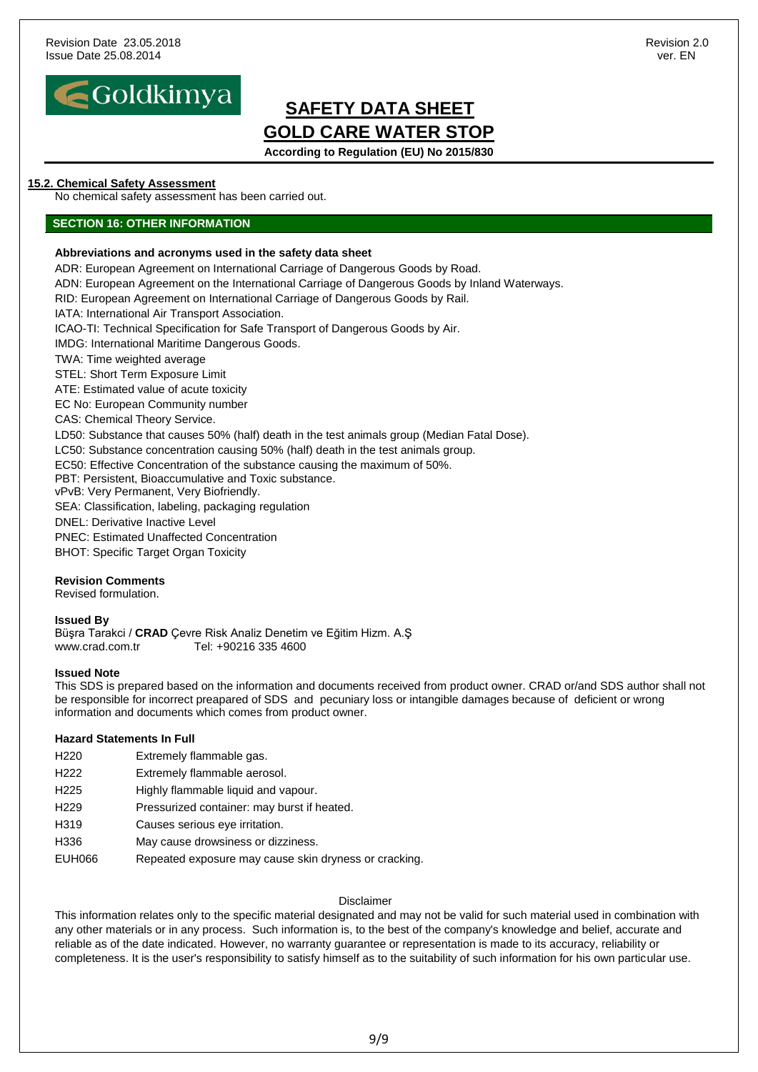# SAFETY DATA SHEET

## GOLD CARE WATER STOP

**According to Regulation (EU) No 2015/830**

### 15.2. Chemical Safety Assessment

No chemical safety assessment has been carried out.

## SECTION 16: OTHER INFORMATION

**Abbreviations and acronyms used in the safety data sheet**

ADR: European Agreement on International Carriage of Dangerous Goods by Road.
ADN: European Agreement on the International Carriage of Dangerous Goods by Inland Waterways.
RID: European Agreement on International Carriage of Dangerous Goods by Rail.
IATA: International Air Transport Association.
ICAO-TI: Technical Specification for Safe Transport of Dangerous Goods by Air.
IMDG: International Maritime Dangerous Goods.
TWA: Time weighted average
STEL: Short Term Exposure Limit
ATE: Estimated value of acute toxicity
EC No: European Community number
CAS: Chemical Theory Service.
LD50: Substance that causes 50% (half) death in the test animals group (Median Fatal Dose).
LC50: Substance concentration causing 50% (half) death in the test animals group.
EC50: Effective Concentration of the substance causing the maximum of 50%.
PBT: Persistent, Bioaccumulative and Toxic substance.
vPvB: Very Permanent, Very Biofriendly.
SEA: Classification, labeling, packaging regulation
DNEL: Derivative Inactive Level
PNEC: Estimated Unaffected Concentration
BHOT: Specific Target Organ Toxicity

**Revision Comments**

Revised formulation.

**Issued By**

Büşra Tarakci / **CRAD** Çevre Risk Analiz Denetim ve Eğitim Hizm. A.Ş
www.crad.com.tr Tel: +90216 335 4600

**Issued Note**

This SDS is prepared based on the information and documents received from product owner. CRAD or/and SDS author shall not be responsible for incorrect preapared of SDS and pecuniary loss or intangible damages because of deficient or wrong information and documents which comes from product owner.

**Hazard Statements In Full**

| | |
|---|---|
| H220 | Extremely flammable gas. |
| H222 | Extremely flammable aerosol. |
| H225 | Highly flammable liquid and vapour. |
| H229 | Pressurized container: may burst if heated. |
| H319 | Causes serious eye irritation. |
| H336 | May cause drowsiness or dizziness. |
| EUH066 | Repeated exposure may cause skin dryness or cracking. |

Disclaimer

This information relates only to the specific material designated and may not be valid for such material used in combination with any other materials or in any process. Such information is, to the best of the company's knowledge and belief, accurate and reliable as of the date indicated. However, no warranty guarantee or representation is made to its accuracy, reliability or completeness. It is the user's responsibility to satisfy himself as to the suitability of such information for his own particular use.